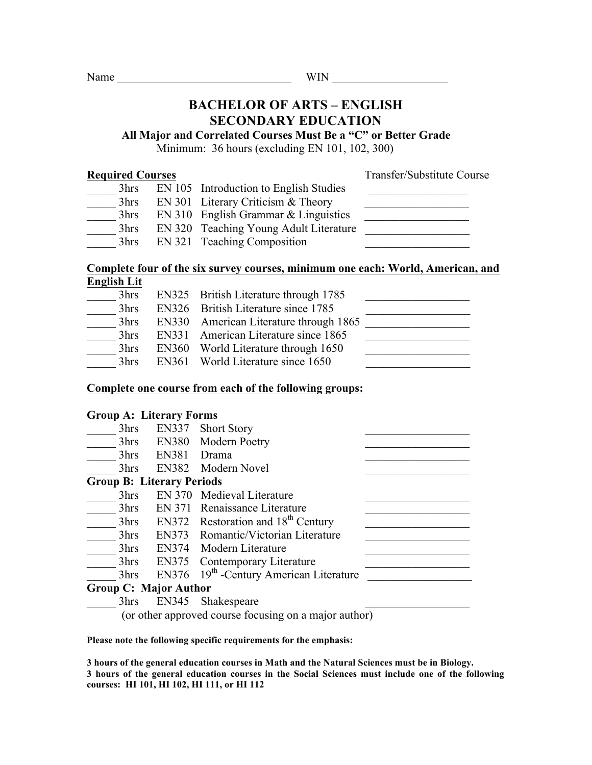Name ______________________________ WIN ____________________

# BACHELOR OF ARTS – ENGLISH
# SECONDARY EDUCATION

**All Major and Correlated Courses Must Be a "C" or Better Grade**

Minimum: 36 hours (excluding EN 101, 102, 300)

| **Required Courses** | | | Transfer/Substitute Course |
|---|---|---|---|
| _____ | 3hrs | EN 105 Introduction to English Studies | _________________ |
| _____ | 3hrs | EN 301 Literary Criticism & Theory | _________________ |
| _____ | 3hrs | EN 310 English Grammar & Linguistics | _________________ |
| _____ | 3hrs | EN 320 Teaching Young Adult Literature | _________________ |
| _____ | 3hrs | EN 321 Teaching Composition | _________________ |

**Complete four of the six survey courses, minimum one each: World, American, and English Lit**

| | | | |
|---|---|---|---|
| _____ | 3hrs | EN325 British Literature through 1785 | _________________ |
| _____ | 3hrs | EN326 British Literature since 1785 | _________________ |
| _____ | 3hrs | EN330 American Literature through 1865 | _________________ |
| _____ | 3hrs | EN331 American Literature since 1865 | _________________ |
| _____ | 3hrs | EN360 World Literature through 1650 | _________________ |
| _____ | 3hrs | EN361 World Literature since 1650 | _________________ |

**Complete one course from each of the following groups:**

**Group A: Literary Forms**

| | | | |
|---|---|---|---|
| _____ | 3hrs | EN337 Short Story | _________________ |
| _____ | 3hrs | EN380 Modern Poetry | _________________ |
| _____ | 3hrs | EN381 Drama | _________________ |
| _____ | 3hrs | EN382 Modern Novel | _________________ |

**Group B: Literary Periods**

| | | | |
|---|---|---|---|
| _____ | 3hrs | EN 370 Medieval Literature | _________________ |
| _____ | 3hrs | EN 371 Renaissance Literature | _________________ |
| _____ | 3hrs | EN372 Restoration and 18th Century | _________________ |
| _____ | 3hrs | EN373 Romantic/Victorian Literature | _________________ |
| _____ | 3hrs | EN374 Modern Literature | _________________ |
| _____ | 3hrs | EN375 Contemporary Literature | _________________ |
| _____ | 3hrs | EN376 19th -Century American Literature | _________________ |

**Group C: Major Author**

| | | | |
|---|---|---|---|
| _____ | 3hrs | EN345 Shakespeare | _________________ |

(or other approved course focusing on a major author)

**Please note the following specific requirements for the emphasis:**

**3 hours of the general education courses in Math and the Natural Sciences must be in Biology.**
**3 hours of the general education courses in the Social Sciences must include one of the following courses: HI 101, HI 102, HI 111, or HI 112**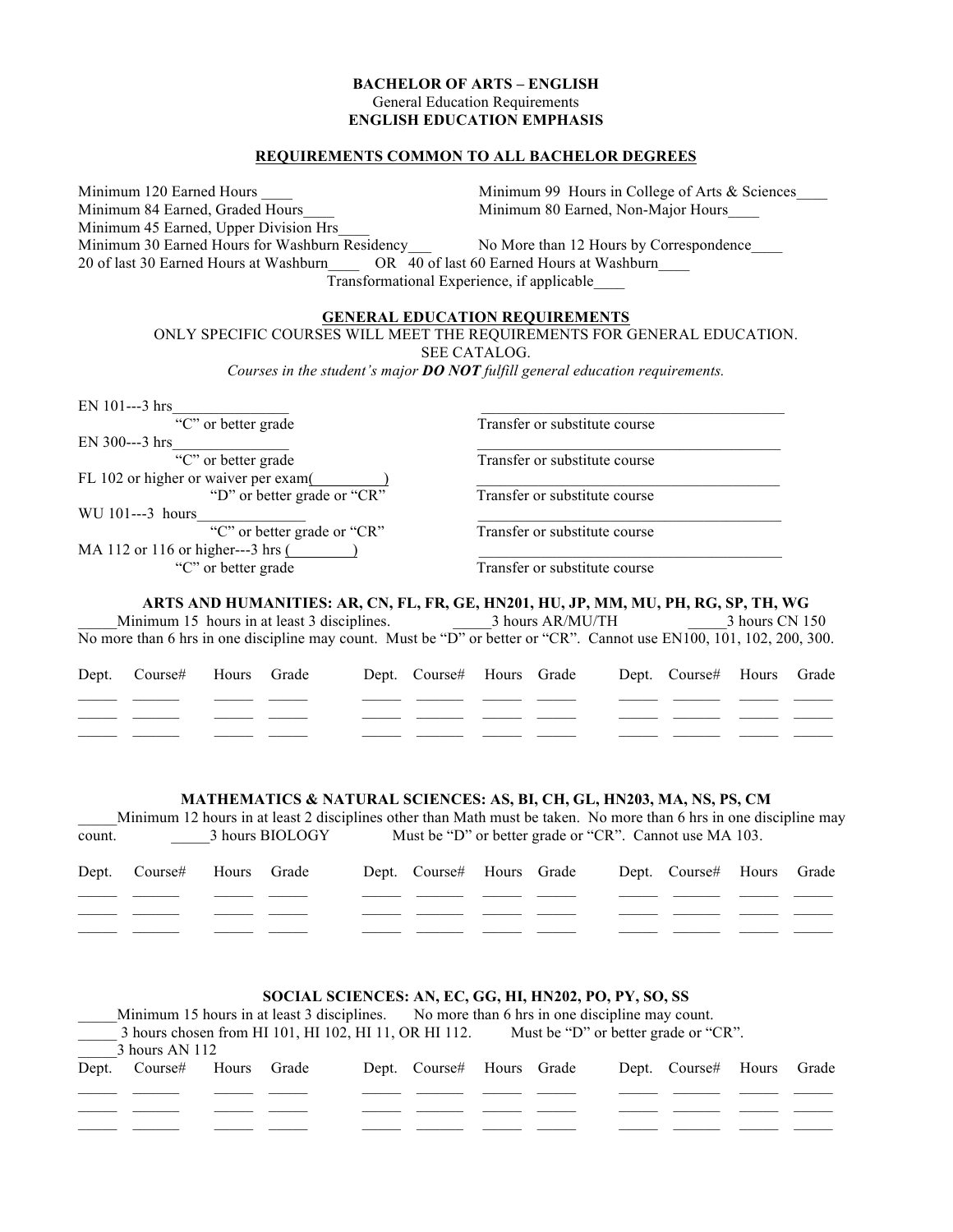**BACHELOR OF ARTS – ENGLISH**
General Education Requirements
**ENGLISH EDUCATION EMPHASIS**

## REQUIREMENTS COMMON TO ALL BACHELOR DEGREES

Minimum 120 Earned Hours ____ Minimum 99 Hours in College of Arts & Sciences____
Minimum 84 Earned, Graded Hours____ Minimum 80 Earned, Non-Major Hours____
Minimum 45 Earned, Upper Division Hrs____
Minimum 30 Earned Hours for Washburn Residency___ No More than 12 Hours by Correspondence____
20 of last 30 Earned Hours at Washburn____ OR 40 of last 60 Earned Hours at Washburn____
Transformational Experience, if applicable____

## GENERAL EDUCATION REQUIREMENTS

ONLY SPECIFIC COURSES WILL MEET THE REQUIREMENTS FOR GENERAL EDUCATION.
SEE CATALOG.
*Courses in the student's major **DO NOT** fulfill general education requirements.*

EN 101---3 hrs_______________ ________________________________________
"C" or better grade — Transfer or substitute course

EN 300---3 hrs_______________ ________________________________________
"C" or better grade — Transfer or substitute course

FL 102 or higher or waiver per exam(_________) ________________________________________
"D" or better grade or "CR" — Transfer or substitute course

WU 101---3 hours______________ ________________________________________
"C" or better grade or "CR" — Transfer or substitute course

MA 112 or 116 or higher---3 hrs (________) ________________________________________
"C" or better grade — Transfer or substitute course

### ARTS AND HUMANITIES: AR, CN, FL, FR, GE, HN201, HU, JP, MM, MU, PH, RG, SP, TH, WG

_____Minimum 15 hours in at least 3 disciplines. _____3 hours AR/MU/TH _____3 hours CN 150
No more than 6 hrs in one discipline may count. Must be "D" or better or "CR". Cannot use EN100, 101, 102, 200, 300.

| Dept. | Course# | Hours | Grade | Dept. | Course# | Hours | Grade | Dept. | Course# | Hours | Grade |
|---|---|---|---|---|---|---|---|---|---|---|---|
| | | | | | | | | | | | |
| | | | | | | | | | | | |
| | | | | | | | | | | | |

### MATHEMATICS & NATURAL SCIENCES: AS, BI, CH, GL, HN203, MA, NS, PS, CM

_____Minimum 12 hours in at least 2 disciplines other than Math must be taken. No more than 6 hrs in one discipline may count. _____3 hours BIOLOGY Must be "D" or better grade or "CR". Cannot use MA 103.

| Dept. | Course# | Hours | Grade | Dept. | Course# | Hours | Grade | Dept. | Course# | Hours | Grade |
|---|---|---|---|---|---|---|---|---|---|---|---|
| | | | | | | | | | | | |
| | | | | | | | | | | | |
| | | | | | | | | | | | |

### SOCIAL SCIENCES: AN, EC, GG, HI, HN202, PO, PY, SO, SS

_____Minimum 15 hours in at least 3 disciplines. No more than 6 hrs in one discipline may count.
_____ 3 hours chosen from HI 101, HI 102, HI 11, OR HI 112. Must be "D" or better grade or "CR".
_____3 hours AN 112

| Dept. | Course# | Hours | Grade | Dept. | Course# | Hours | Grade | Dept. | Course# | Hours | Grade |
|---|---|---|---|---|---|---|---|---|---|---|---|
| | | | | | | | | | | | |
| | | | | | | | | | | | |
| | | | | | | | | | | | |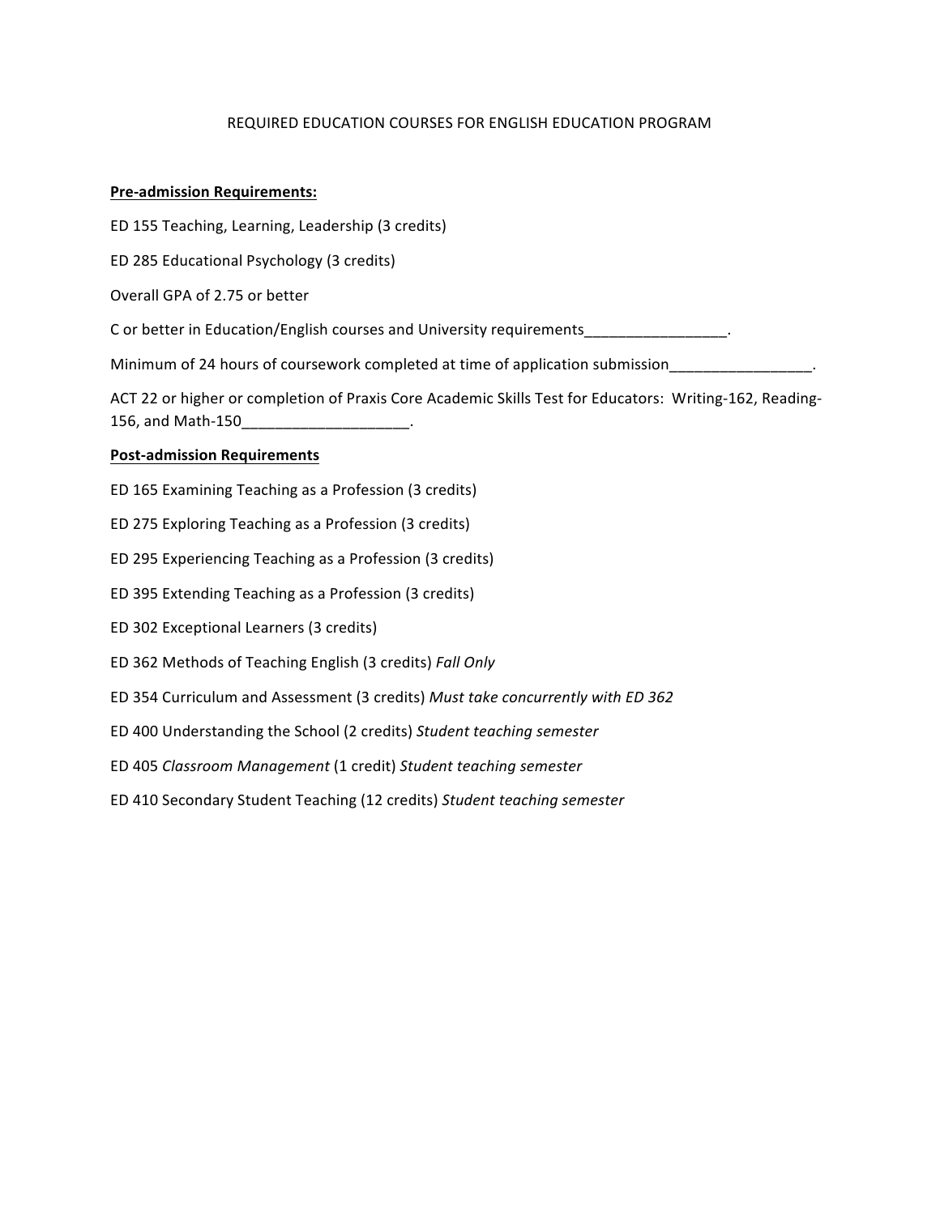REQUIRED EDUCATION COURSES FOR ENGLISH EDUCATION PROGRAM

**Pre-admission Requirements:**

ED 155 Teaching, Learning, Leadership (3 credits)

ED 285 Educational Psychology (3 credits)

Overall GPA of 2.75 or better

C or better in Education/English courses and University requirements_________________.

Minimum of 24 hours of coursework completed at time of application submission_________________.

ACT 22 or higher or completion of Praxis Core Academic Skills Test for Educators: Writing-162, Reading-156, and Math-150____________________.

**Post-admission Requirements**

ED 165 Examining Teaching as a Profession (3 credits)

ED 275 Exploring Teaching as a Profession (3 credits)

ED 295 Experiencing Teaching as a Profession (3 credits)

ED 395 Extending Teaching as a Profession (3 credits)

ED 302 Exceptional Learners (3 credits)

ED 362 Methods of Teaching English (3 credits) *Fall Only*

ED 354 Curriculum and Assessment (3 credits) *Must take concurrently with ED 362*

ED 400 Understanding the School (2 credits) *Student teaching semester*

ED 405 *Classroom Management* (1 credit) *Student teaching semester*

ED 410 Secondary Student Teaching (12 credits) *Student teaching semester*